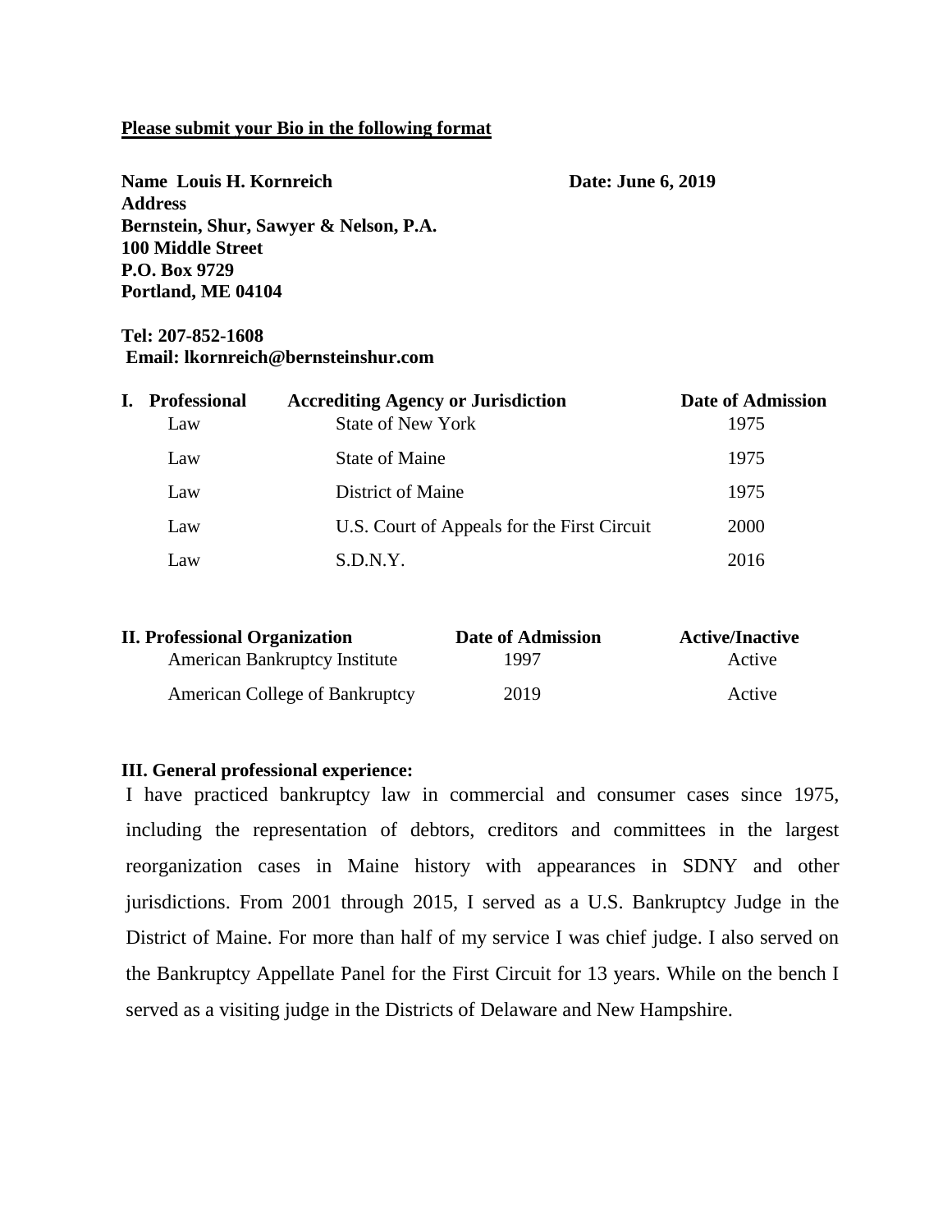**<u>Please submit your Bio in the following format</u>**

**Name Louis H. Kornreich** **Date: June 6, 2019**

**Address**
**Bernstein, Shur, Sawyer & Nelson, P.A.**
**100 Middle Street**
**P.O. Box 9729**
**Portland, ME 04104**

**Tel: 207-852-1608**
**Email: lkornreich@bernsteinshur.com**

| **I. Professional** | **Accrediting Agency or Jurisdiction** | **Date of Admission** |
|---|---|---|
| Law | State of New York | 1975 |
| Law | State of Maine | 1975 |
| Law | District of Maine | 1975 |
| Law | U.S. Court of Appeals for the First Circuit | 2000 |
| Law | S.D.N.Y. | 2016 |

| **II. Professional Organization** | **Date of Admission** | **Active/Inactive** |
|---|---|---|
| American Bankruptcy Institute | 1997 | Active |
| American College of Bankruptcy | 2019 | Active |

**III. General professional experience:**

I have practiced bankruptcy law in commercial and consumer cases since 1975, including the representation of debtors, creditors and committees in the largest reorganization cases in Maine history with appearances in SDNY and other jurisdictions. From 2001 through 2015, I served as a U.S. Bankruptcy Judge in the District of Maine. For more than half of my service I was chief judge. I also served on the Bankruptcy Appellate Panel for the First Circuit for 13 years. While on the bench I served as a visiting judge in the Districts of Delaware and New Hampshire.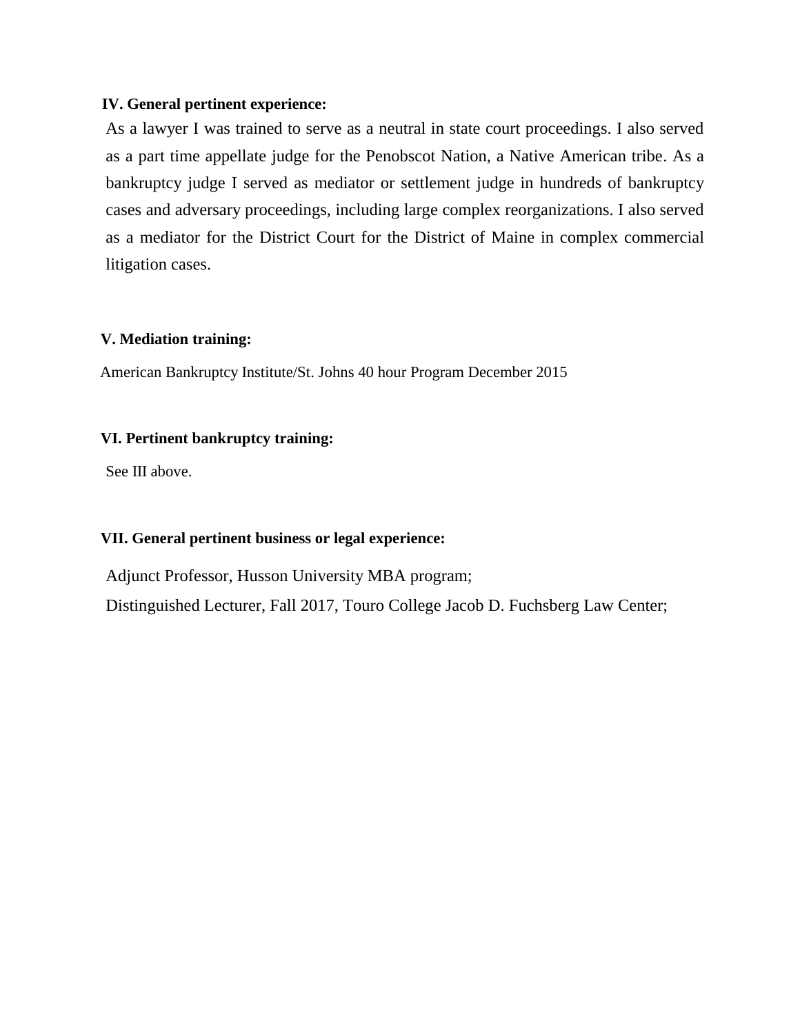**IV. General pertinent experience:**

As a lawyer I was trained to serve as a neutral in state court proceedings. I also served as a part time appellate judge for the Penobscot Nation, a Native American tribe. As a bankruptcy judge I served as mediator or settlement judge in hundreds of bankruptcy cases and adversary proceedings, including large complex reorganizations. I also served as a mediator for the District Court for the District of Maine in complex commercial litigation cases.

**V. Mediation training:**

American Bankruptcy Institute/St. Johns 40 hour Program December 2015

**VI. Pertinent bankruptcy training:**

See III above.

**VII. General pertinent business or legal experience:**

Adjunct Professor, Husson University MBA program;

Distinguished Lecturer, Fall 2017, Touro College Jacob D. Fuchsberg Law Center;